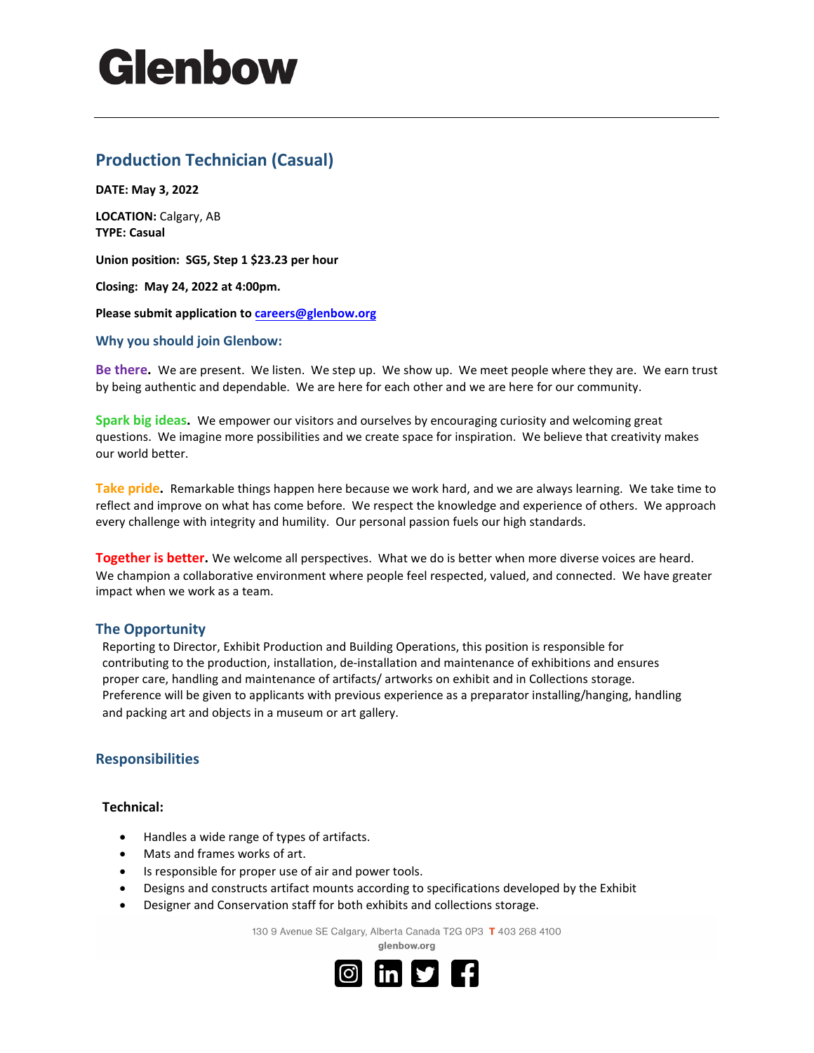# Glenbow

## Production Technician (Casual)

**DATE: May 3, 2022**

**LOCATION:** Calgary, AB
**TYPE: Casual**

**Union position: SG5, Step 1 $23.23 per hour**

**Closing: May 24, 2022 at 4:00pm.**

**Please submit application to careers@glenbow.org**

### Why you should join Glenbow:

**Be there.** We are present. We listen. We step up. We show up. We meet people where they are. We earn trust by being authentic and dependable. We are here for each other and we are here for our community.

**Spark big ideas.** We empower our visitors and ourselves by encouraging curiosity and welcoming great questions. We imagine more possibilities and we create space for inspiration. We believe that creativity makes our world better.

**Take pride.** Remarkable things happen here because we work hard, and we are always learning. We take time to reflect and improve on what has come before. We respect the knowledge and experience of others. We approach every challenge with integrity and humility. Our personal passion fuels our high standards.

**Together is better.** We welcome all perspectives. What we do is better when more diverse voices are heard. We champion a collaborative environment where people feel respected, valued, and connected. We have greater impact when we work as a team.

### The Opportunity

Reporting to Director, Exhibit Production and Building Operations, this position is responsible for contributing to the production, installation, de-installation and maintenance of exhibitions and ensures proper care, handling and maintenance of artifacts/ artworks on exhibit and in Collections storage. Preference will be given to applicants with previous experience as a preparator installing/hanging, handling and packing art and objects in a museum or art gallery.

### Responsibilities

**Technical:**

- Handles a wide range of types of artifacts.
- Mats and frames works of art.
- Is responsible for proper use of air and power tools.
- Designs and constructs artifact mounts according to specifications developed by the Exhibit
- Designer and Conservation staff for both exhibits and collections storage.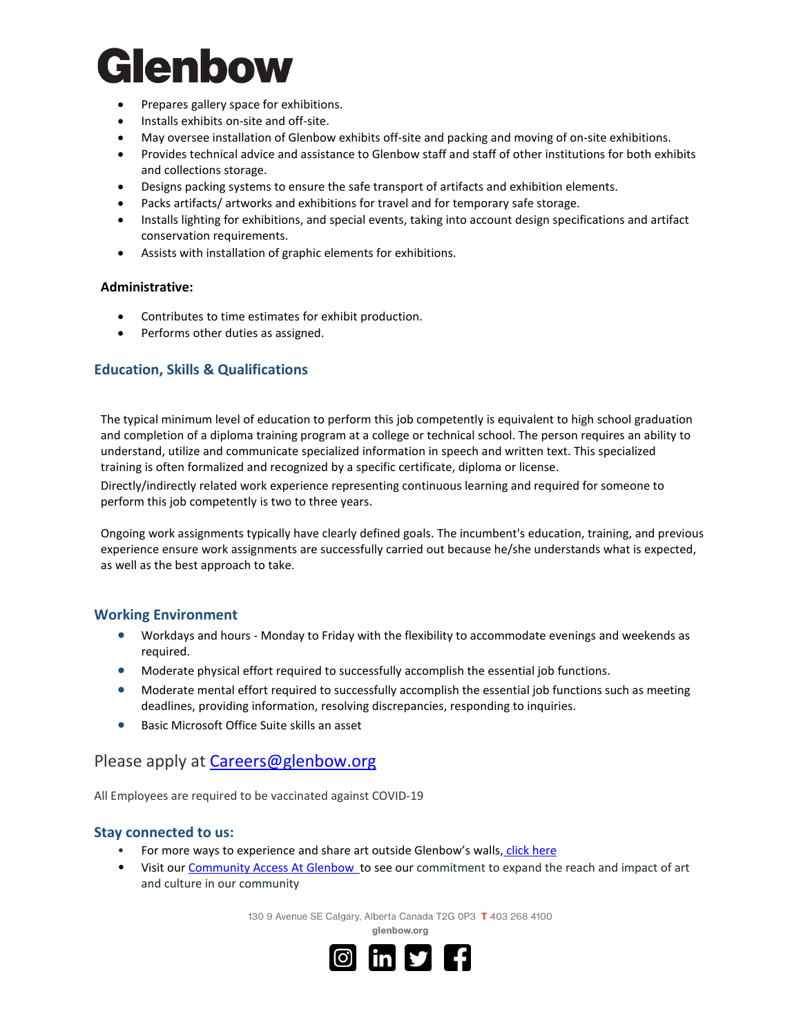- Prepares gallery space for exhibitions.
- Installs exhibits on-site and off-site.
- May oversee installation of Glenbow exhibits off-site and packing and moving of on-site exhibitions.
- Provides technical advice and assistance to Glenbow staff and staff of other institutions for both exhibits and collections storage.
- Designs packing systems to ensure the safe transport of artifacts and exhibition elements.
- Packs artifacts/ artworks and exhibitions for travel and for temporary safe storage.
- Installs lighting for exhibitions, and special events, taking into account design specifications and artifact conservation requirements.
- Assists with installation of graphic elements for exhibitions.

**Administrative:**

- Contributes to time estimates for exhibit production.
- Performs other duties as assigned.

## Education, Skills & Qualifications

The typical minimum level of education to perform this job competently is equivalent to high school graduation and completion of a diploma training program at a college or technical school. The person requires an ability to understand, utilize and communicate specialized information in speech and written text. This specialized training is often formalized and recognized by a specific certificate, diploma or license.

Directly/indirectly related work experience representing continuous learning and required for someone to perform this job competently is two to three years.

Ongoing work assignments typically have clearly defined goals. The incumbent's education, training, and previous experience ensure work assignments are successfully carried out because he/she understands what is expected, as well as the best approach to take.

## Working Environment

- Workdays and hours - Monday to Friday with the flexibility to accommodate evenings and weekends as required.
- Moderate physical effort required to successfully accomplish the essential job functions.
- Moderate mental effort required to successfully accomplish the essential job functions such as meeting deadlines, providing information, resolving discrepancies, responding to inquiries.
- Basic Microsoft Office Suite skills an asset

## Please apply at Careers@glenbow.org

All Employees are required to be vaccinated against COVID-19

## Stay connected to us:

- For more ways to experience and share art outside Glenbow's walls, click here
- Visit our Community Access At Glenbow to see our commitment to expand the reach and impact of art and culture in our community

130 9 Avenue SE Calgary, Alberta Canada T2G 0P3 T 403 268 4100
glenbow.org